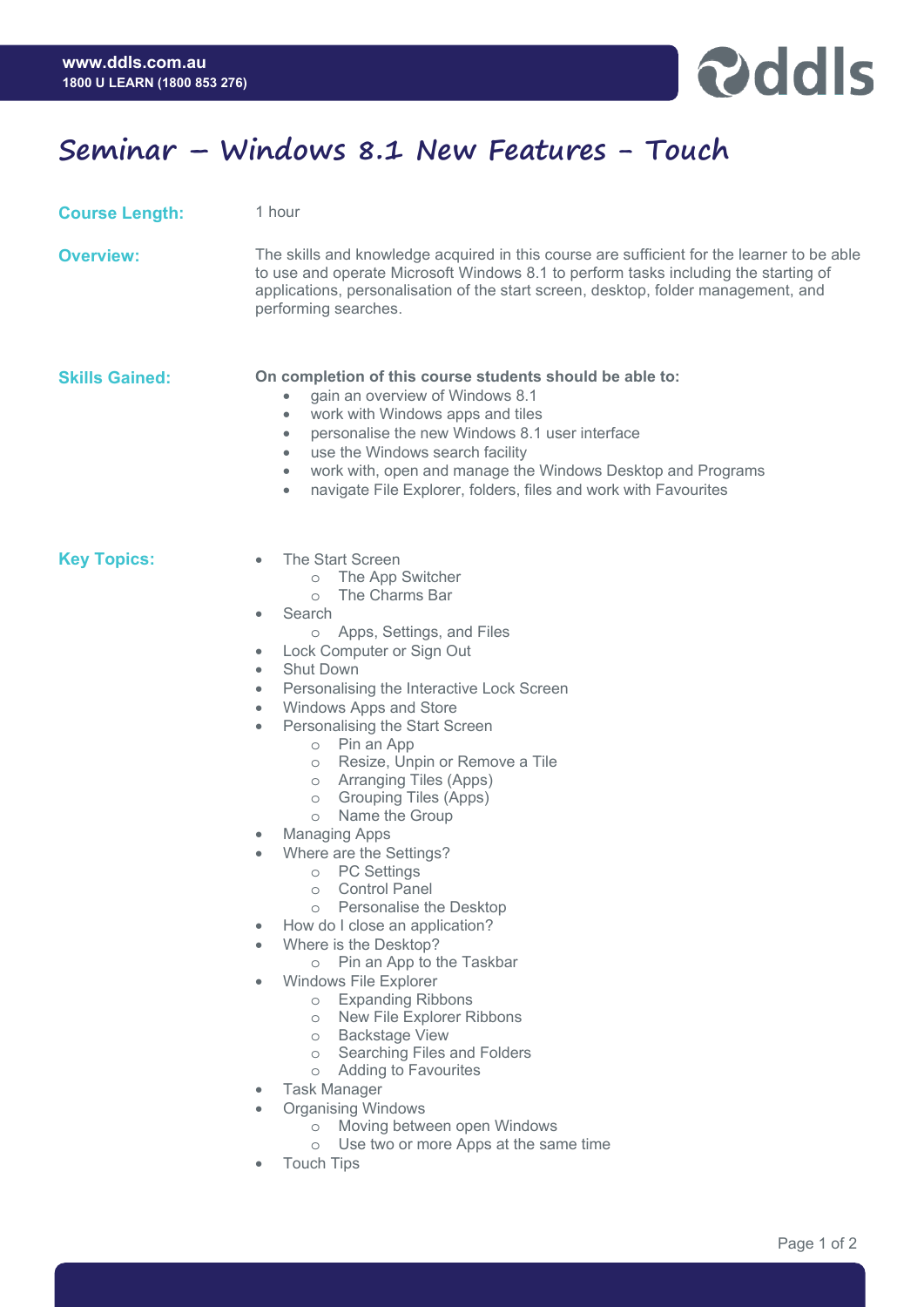# Seminar – Windows 8.1 New Features - Touch

**Course Length:** 1 hour

**Overview:** The skills and knowledge acquired in this course are sufficient for the learner to be able to use and operate Microsoft Windows 8.1 to perform tasks including the starting of applications, personalisation of the start screen, desktop, folder management, and performing searches.

**Skills Gained:**

**On completion of this course students should be able to:**

- gain an overview of Windows 8.1
- work with Windows apps and tiles
- personalise the new Windows 8.1 user interface
- use the Windows search facility
- work with, open and manage the Windows Desktop and Programs
- navigate File Explorer, folders, files and work with Favourites

**Key Topics:**

- The Start Screen
  - The App Switcher
  - The Charms Bar
- Search
  - Apps, Settings, and Files
- Lock Computer or Sign Out
- Shut Down
- Personalising the Interactive Lock Screen
- Windows Apps and Store
- Personalising the Start Screen
  - Pin an App
  - Resize, Unpin or Remove a Tile
  - Arranging Tiles (Apps)
  - Grouping Tiles (Apps)
  - Name the Group
- Managing Apps
- Where are the Settings?
  - PC Settings
  - Control Panel
  - Personalise the Desktop
- How do I close an application?
- Where is the Desktop?
  - Pin an App to the Taskbar
- Windows File Explorer
  - Expanding Ribbons
  - New File Explorer Ribbons
  - Backstage View
  - Searching Files and Folders
  - Adding to Favourites
- Task Manager
- Organising Windows
  - Moving between open Windows
  - Use two or more Apps at the same time
- Touch Tips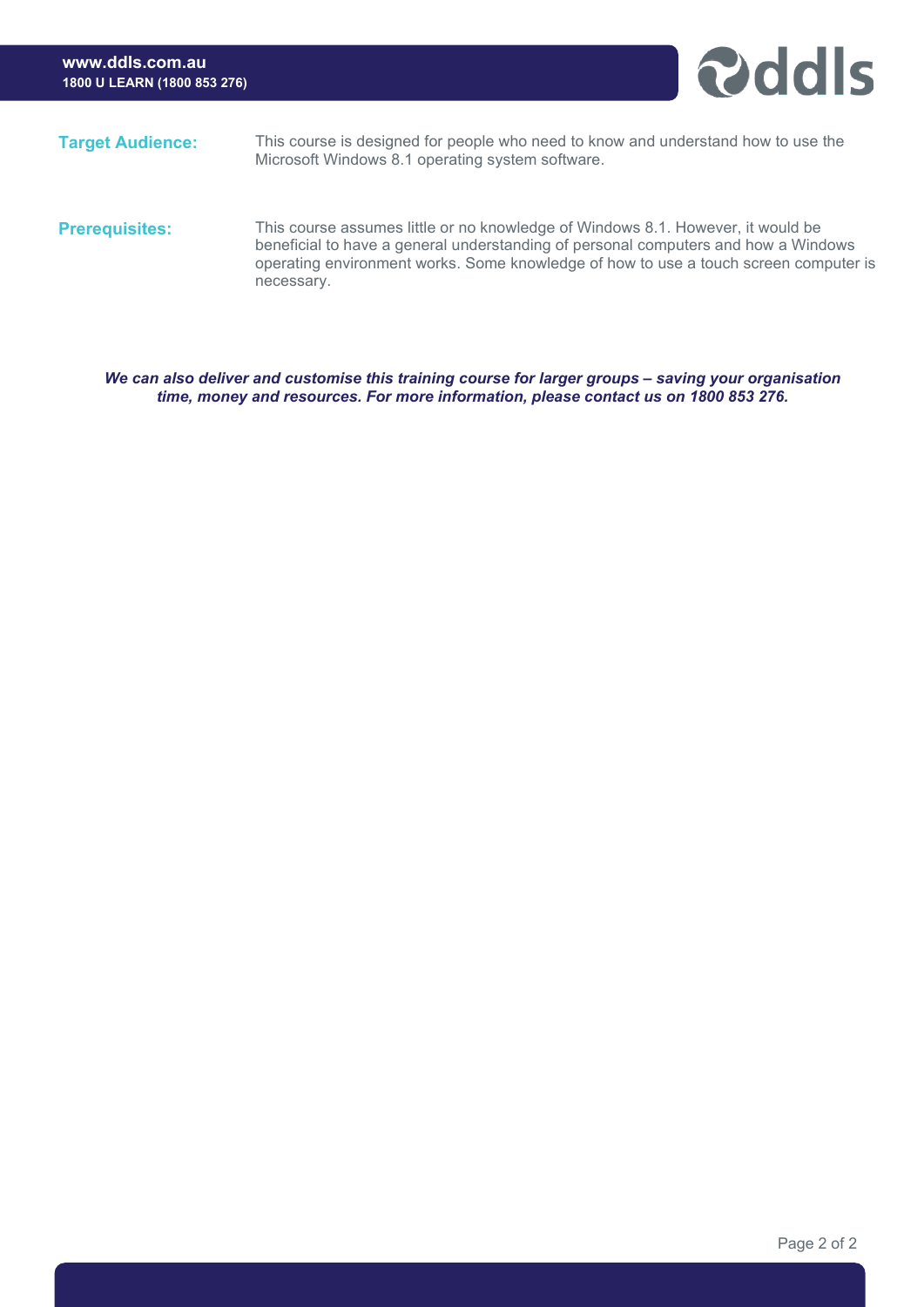**Target Audience:** This course is designed for people who need to know and understand how to use the Microsoft Windows 8.1 operating system software.

**Prerequisites:** This course assumes little or no knowledge of Windows 8.1. However, it would be beneficial to have a general understanding of personal computers and how a Windows operating environment works. Some knowledge of how to use a touch screen computer is necessary.

***We can also deliver and customise this training course for larger groups – saving your organisation time, money and resources. For more information, please contact us on 1800 853 276.***